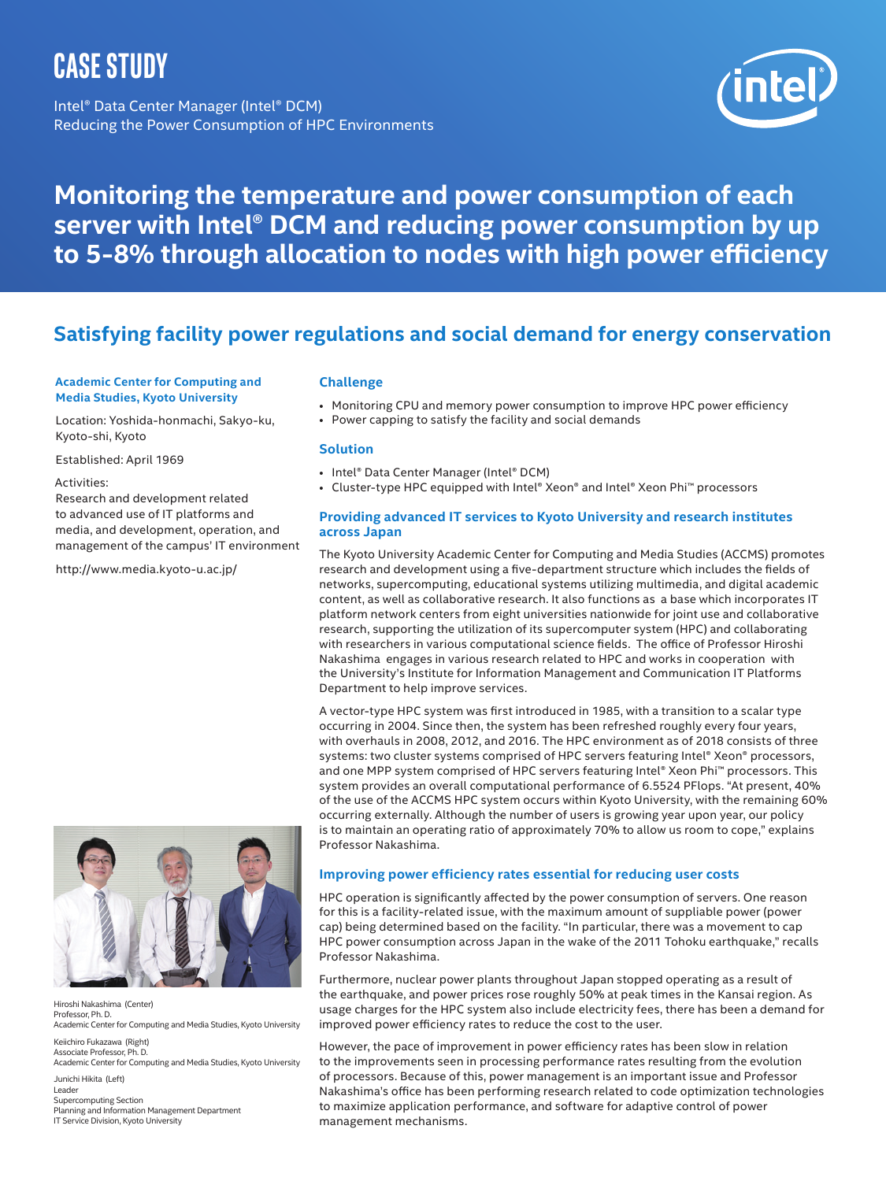# CASE STUDY

Intel® Data Center Manager (Intel® DCM)
Reducing the Power Consumption of HPC Environments

# Monitoring the temperature and power consumption of each server with Intel® DCM and reducing power consumption by up to 5-8% through allocation to nodes with high power efficiency

## Satisfying facility power regulations and social demand for energy conservation

**Academic Center for Computing and Media Studies, Kyoto University**

Location: Yoshida-honmachi, Sakyo-ku, Kyoto-shi, Kyoto

Established: April 1969

Activities:
Research and development related to advanced use of IT platforms and media, and development, operation, and management of the campus' IT environment

http://www.media.kyoto-u.ac.jp/

Hiroshi Nakashima (Center)
Professor, Ph. D.
Academic Center for Computing and Media Studies, Kyoto University

Keiichiro Fukazawa (Right)
Associate Professor, Ph. D.
Academic Center for Computing and Media Studies, Kyoto University

Junichi Hikita (Left)
Leader
Supercomputing Section
Planning and Information Management Department
IT Service Division, Kyoto University

### Challenge

- Monitoring CPU and memory power consumption to improve HPC power efficiency
- Power capping to satisfy the facility and social demands

### Solution

- Intel® Data Center Manager (Intel® DCM)
- Cluster-type HPC equipped with Intel® Xeon® and Intel® Xeon Phi™ processors

### Providing advanced IT services to Kyoto University and research institutes across Japan

The Kyoto University Academic Center for Computing and Media Studies (ACCMS) promotes research and development using a five-department structure which includes the fields of networks, supercomputing, educational systems utilizing multimedia, and digital academic content, as well as collaborative research. It also functions as a base which incorporates IT platform network centers from eight universities nationwide for joint use and collaborative research, supporting the utilization of its supercomputer system (HPC) and collaborating with researchers in various computational science fields. The office of Professor Hiroshi Nakashima engages in various research related to HPC and works in cooperation with the University's Institute for Information Management and Communication IT Platforms Department to help improve services.

A vector-type HPC system was first introduced in 1985, with a transition to a scalar type occurring in 2004. Since then, the system has been refreshed roughly every four years, with overhauls in 2008, 2012, and 2016. The HPC environment as of 2018 consists of three systems: two cluster systems comprised of HPC servers featuring Intel® Xeon® processors, and one MPP system comprised of HPC servers featuring Intel® Xeon Phi™ processors. This system provides an overall computational performance of 6.5524 PFlops. "At present, 40% of the use of the ACCMS HPC system occurs within Kyoto University, with the remaining 60% occurring externally. Although the number of users is growing year upon year, our policy is to maintain an operating ratio of approximately 70% to allow us room to cope," explains Professor Nakashima.

### Improving power efficiency rates essential for reducing user costs

HPC operation is significantly affected by the power consumption of servers. One reason for this is a facility-related issue, with the maximum amount of suppliable power (power cap) being determined based on the facility. "In particular, there was a movement to cap HPC power consumption across Japan in the wake of the 2011 Tohoku earthquake," recalls Professor Nakashima.

Furthermore, nuclear power plants throughout Japan stopped operating as a result of the earthquake, and power prices rose roughly 50% at peak times in the Kansai region. As usage charges for the HPC system also include electricity fees, there has been a demand for improved power efficiency rates to reduce the cost to the user.

However, the pace of improvement in power efficiency rates has been slow in relation to the improvements seen in processing performance rates resulting from the evolution of processors. Because of this, power management is an important issue and Professor Nakashima's office has been performing research related to code optimization technologies to maximize application performance, and software for adaptive control of power management mechanisms.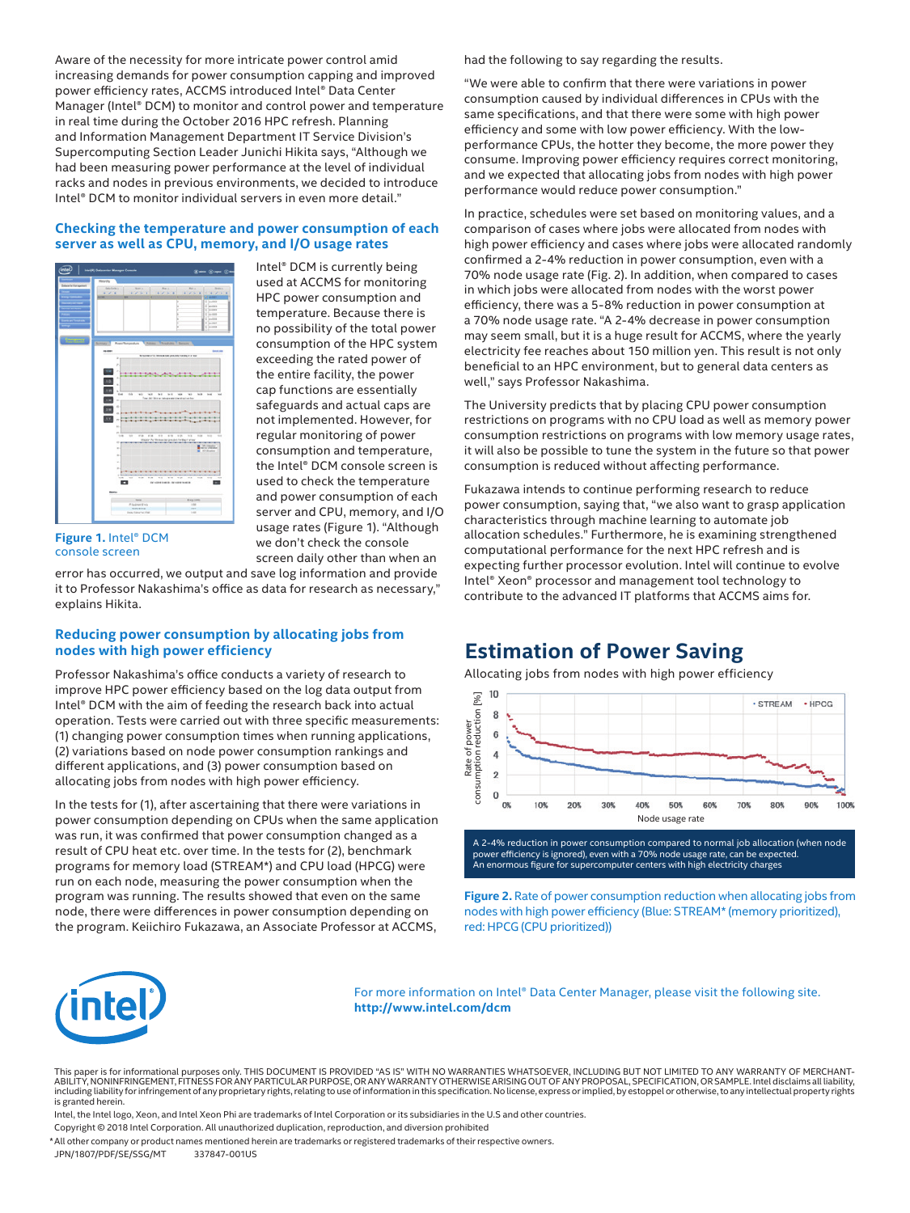Aware of the necessity for more intricate power control amid increasing demands for power consumption capping and improved power efficiency rates, ACCMS introduced Intel® Data Center Manager (Intel® DCM) to monitor and control power and temperature in real time during the October 2016 HPC refresh. Planning and Information Management Department IT Service Division's Supercomputing Section Leader Junichi Hikita says, "Although we had been measuring power performance at the level of individual racks and nodes in previous environments, we decided to introduce Intel® DCM to monitor individual servers in even more detail."

### Checking the temperature and power consumption of each server as well as CPU, memory, and I/O usage rates

Intel® DCM is currently being used at ACCMS for monitoring HPC power consumption and temperature. Because there is no possibility of the total power consumption of the HPC system exceeding the rated power of the entire facility, the power cap functions are essentially safeguards and actual caps are not implemented. However, for regular monitoring of power consumption and temperature, the Intel® DCM console screen is used to check the temperature and power consumption of each server and CPU, memory, and I/O usage rates (Figure 1). "Although we don't check the console screen daily other than when an error has occurred, we output and save log information and provide it to Professor Nakashima's office as data for research as necessary," explains Hikita.

**Figure 1.** Intel® DCM console screen

### Reducing power consumption by allocating jobs from nodes with high power efficiency

Professor Nakashima's office conducts a variety of research to improve HPC power efficiency based on the log data output from Intel® DCM with the aim of feeding the research back into actual operation. Tests were carried out with three specific measurements: (1) changing power consumption times when running applications, (2) variations based on node power consumption rankings and different applications, and (3) power consumption based on allocating jobs from nodes with high power efficiency.

In the tests for (1), after ascertaining that there were variations in power consumption depending on CPUs when the same application was run, it was confirmed that power consumption changed as a result of CPU heat etc. over time. In the tests for (2), benchmark programs for memory load (STREAM*) and CPU load (HPCG) were run on each node, measuring the power consumption when the program was running. The results showed that even on the same node, there were differences in power consumption depending on the program. Keiichiro Fukazawa, an Associate Professor at ACCMS, had the following to say regarding the results.

"We were able to confirm that there were variations in power consumption caused by individual differences in CPUs with the same specifications, and that there were some with high power efficiency and some with low power efficiency. With the low-performance CPUs, the hotter they become, the more power they consume. Improving power efficiency requires correct monitoring, and we expected that allocating jobs from nodes with high power performance would reduce power consumption."

In practice, schedules were set based on monitoring values, and a comparison of cases where jobs were allocated from nodes with high power efficiency and cases where jobs were allocated randomly confirmed a 2-4% reduction in power consumption, even with a 70% node usage rate (Fig. 2). In addition, when compared to cases in which jobs were allocated from nodes with the worst power efficiency, there was a 5-8% reduction in power consumption at a 70% node usage rate. "A 2-4% decrease in power consumption may seem small, but it is a huge result for ACCMS, where the yearly electricity fee reaches about 150 million yen. This result is not only beneficial to an HPC environment, but to general data centers as well," says Professor Nakashima.

The University predicts that by placing CPU power consumption restrictions on programs with no CPU load as well as memory power consumption restrictions on programs with low memory usage rates, it will also be possible to tune the system in the future so that power consumption is reduced without affecting performance.

Fukazawa intends to continue performing research to reduce power consumption, saying that, "we also want to grasp application characteristics through machine learning to automate job allocation schedules." Furthermore, he is examining strengthened computational performance for the next HPC refresh and is expecting further processor evolution. Intel will continue to evolve Intel® Xeon® processor and management tool technology to contribute to the advanced IT platforms that ACCMS aims for.

## Estimation of Power Saving

Allocating jobs from nodes with high power efficiency

Rate of power consumption reduction [%]
10
8
6
4
2
0
0% 10% 20% 30% 40% 50% 60% 70% 80% 90% 100%
Node usage rate
• STREAM • HPCG

A 2-4% reduction in power consumption compared to normal job allocation (when node power efficiency is ignored), even with a 70% node usage rate, can be expected. An enormous figure for supercomputer centers with high electricity charges

**Figure 2.** Rate of power consumption reduction when allocating jobs from nodes with high power efficiency (Blue: STREAM* (memory prioritized), red: HPCG (CPU prioritized))

For more information on Intel® Data Center Manager, please visit the following site.
**http://www.intel.com/dcm**

This paper is for informational purposes only. THIS DOCUMENT IS PROVIDED "AS IS" WITH NO WARRANTIES WHATSOEVER, INCLUDING BUT NOT LIMITED TO ANY WARRANTY OF MERCHANTABILITY, NONINFRINGEMENT, FITNESS FOR ANY PARTICULAR PURPOSE, OR ANY WARRANTY OTHERWISE ARISING OUT OF ANY PROPOSAL, SPECIFICATION, OR SAMPLE. Intel disclaims all liability, including liability for infringement of any proprietary rights, relating to use of information in this specification. No license, express or implied, by estoppel or otherwise, to any intellectual property rights is granted herein.

Intel, the Intel logo, Xeon, and Intel Xeon Phi are trademarks of Intel Corporation or its subsidiaries in the U.S and other countries.

Copyright © 2018 Intel Corporation. All unauthorized duplication, reproduction, and diversion prohibited

*All other company or product names mentioned herein are trademarks or registered trademarks of their respective owners.

JPN/1807/PDF/SE/SSG/MT 337847-001US